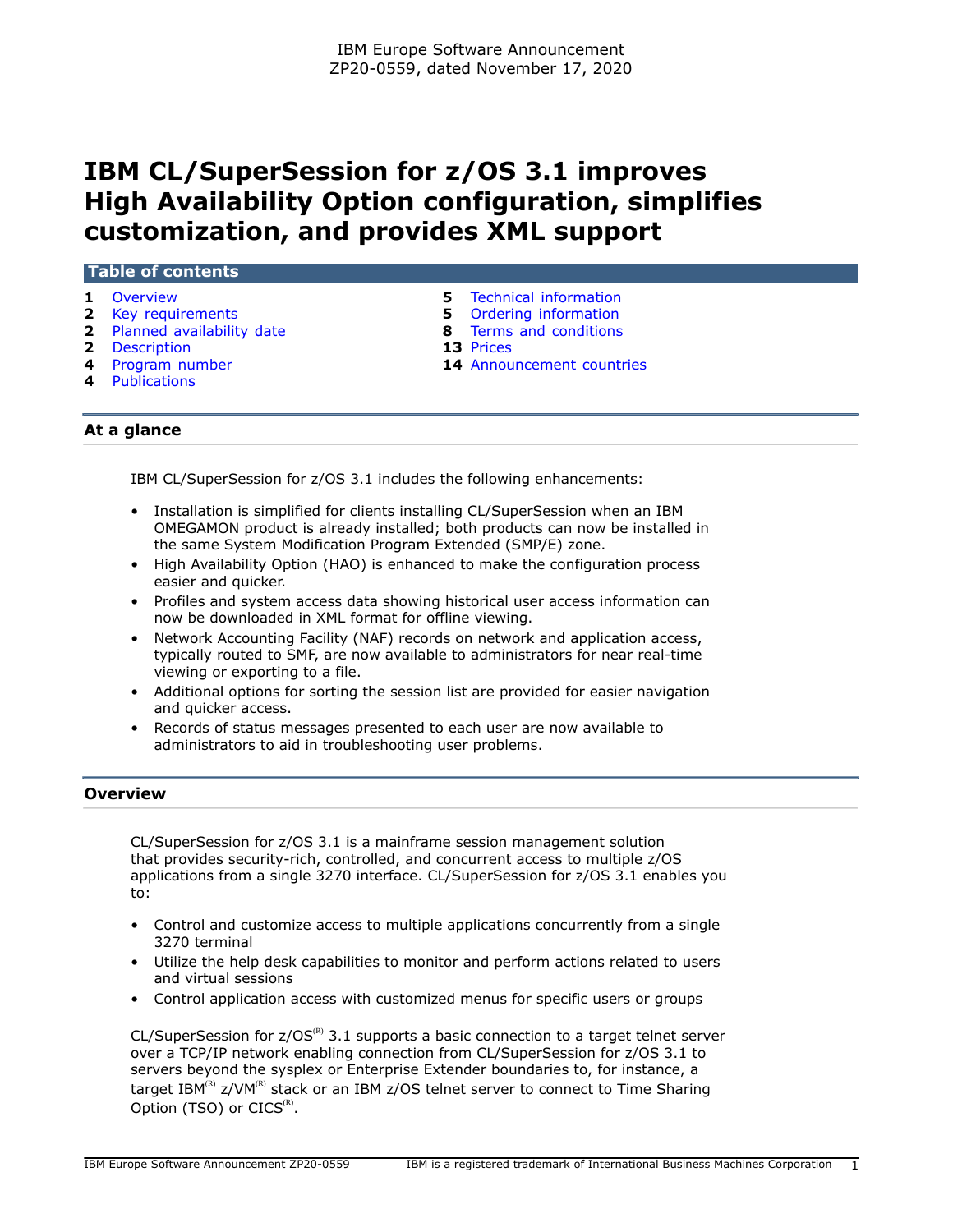IBM Europe Software Announcement
ZP20-0559, dated November 17, 2020

# IBM CL/SuperSession for z/OS 3.1 improves High Availability Option configuration, simplifies customization, and provides XML support

## Table of contents

| | | | |
|---|---|---|---|
| **1** | Overview | **5** | Technical information |
| **2** | Key requirements | **5** | Ordering information |
| **2** | Planned availability date | **8** | Terms and conditions |
| **2** | Description | **13** | Prices |
| **4** | Program number | **14** | Announcement countries |
| **4** | Publications | | |

## At a glance

IBM CL/SuperSession for z/OS 3.1 includes the following enhancements:

- Installation is simplified for clients installing CL/SuperSession when an IBM OMEGAMON product is already installed; both products can now be installed in the same System Modification Program Extended (SMP/E) zone.
- High Availability Option (HAO) is enhanced to make the configuration process easier and quicker.
- Profiles and system access data showing historical user access information can now be downloaded in XML format for offline viewing.
- Network Accounting Facility (NAF) records on network and application access, typically routed to SMF, are now available to administrators for near real-time viewing or exporting to a file.
- Additional options for sorting the session list are provided for easier navigation and quicker access.
- Records of status messages presented to each user are now available to administrators to aid in troubleshooting user problems.

## Overview

CL/SuperSession for z/OS 3.1 is a mainframe session management solution that provides security-rich, controlled, and concurrent access to multiple z/OS applications from a single 3270 interface. CL/SuperSession for z/OS 3.1 enables you to:

- Control and customize access to multiple applications concurrently from a single 3270 terminal
- Utilize the help desk capabilities to monitor and perform actions related to users and virtual sessions
- Control application access with customized menus for specific users or groups

CL/SuperSession for z/OS(R) 3.1 supports a basic connection to a target telnet server over a TCP/IP network enabling connection from CL/SuperSession for z/OS 3.1 to servers beyond the sysplex or Enterprise Extender boundaries to, for instance, a target IBM(R) z/VM(R) stack or an IBM z/OS telnet server to connect to Time Sharing Option (TSO) or CICS(R).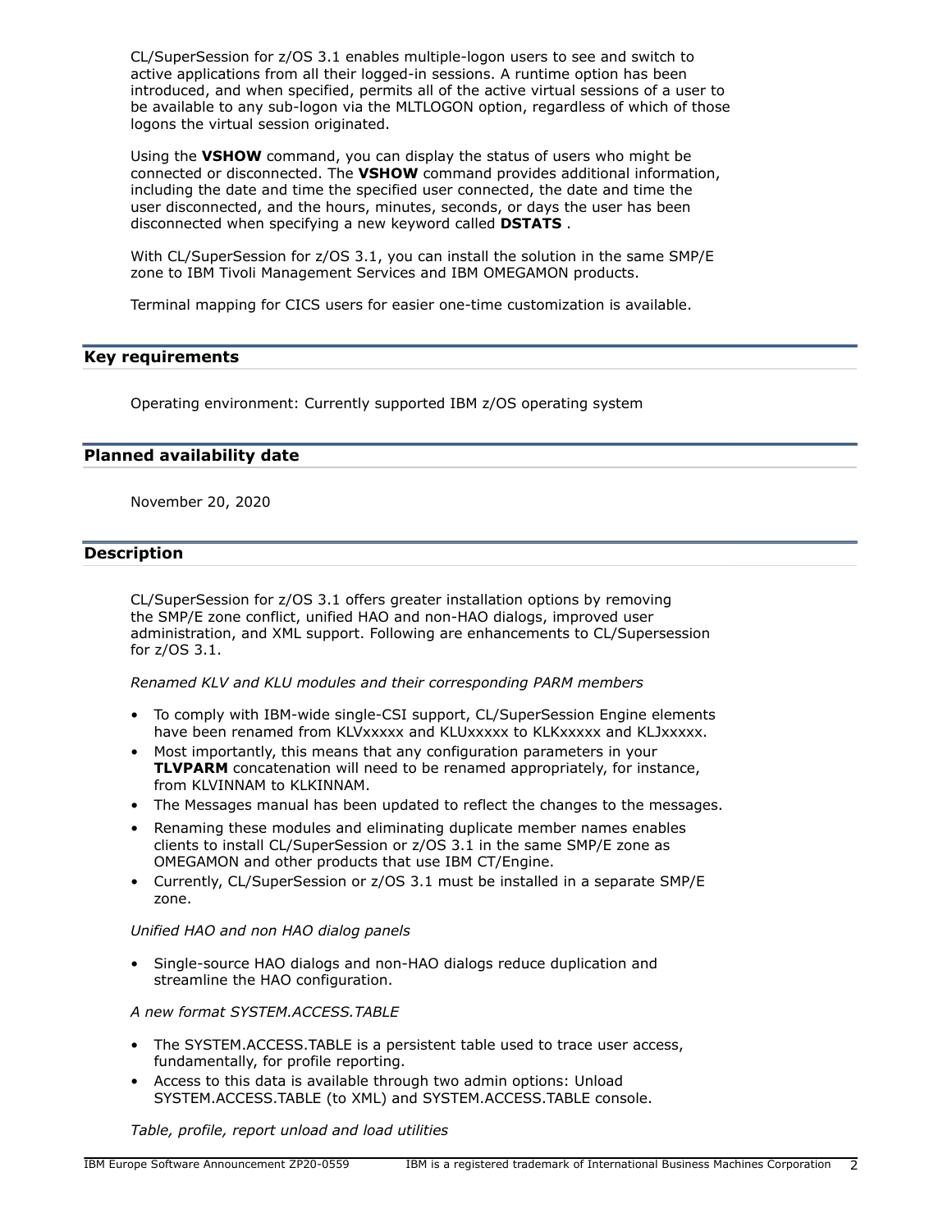CL/SuperSession for z/OS 3.1 enables multiple-logon users to see and switch to active applications from all their logged-in sessions. A runtime option has been introduced, and when specified, permits all of the active virtual sessions of a user to be available to any sub-logon via the MLTLOGON option, regardless of which of those logons the virtual session originated.

Using the **VSHOW** command, you can display the status of users who might be connected or disconnected. The **VSHOW** command provides additional information, including the date and time the specified user connected, the date and time the user disconnected, and the hours, minutes, seconds, or days the user has been disconnected when specifying a new keyword called **DSTATS** .

With CL/SuperSession for z/OS 3.1, you can install the solution in the same SMP/E zone to IBM Tivoli Management Services and IBM OMEGAMON products.

Terminal mapping for CICS users for easier one-time customization is available.

## Key requirements

Operating environment: Currently supported IBM z/OS operating system

## Planned availability date

November 20, 2020

## Description

CL/SuperSession for z/OS 3.1 offers greater installation options by removing the SMP/E zone conflict, unified HAO and non-HAO dialogs, improved user administration, and XML support. Following are enhancements to CL/Supersession for z/OS 3.1.

*Renamed KLV and KLU modules and their corresponding PARM members*

- To comply with IBM-wide single-CSI support, CL/SuperSession Engine elements have been renamed from KLVxxxxx and KLUxxxxx to KLKxxxxx and KLJxxxxx.
- Most importantly, this means that any configuration parameters in your **TLVPARM** concatenation will need to be renamed appropriately, for instance, from KLVINNAM to KLKINNAM.
- The Messages manual has been updated to reflect the changes to the messages.
- Renaming these modules and eliminating duplicate member names enables clients to install CL/SuperSession or z/OS 3.1 in the same SMP/E zone as OMEGAMON and other products that use IBM CT/Engine.
- Currently, CL/SuperSession or z/OS 3.1 must be installed in a separate SMP/E zone.

*Unified HAO and non HAO dialog panels*

- Single-source HAO dialogs and non-HAO dialogs reduce duplication and streamline the HAO configuration.

*A new format SYSTEM.ACCESS.TABLE*

- The SYSTEM.ACCESS.TABLE is a persistent table used to trace user access, fundamentally, for profile reporting.
- Access to this data is available through two admin options: Unload SYSTEM.ACCESS.TABLE (to XML) and SYSTEM.ACCESS.TABLE console.

*Table, profile, report unload and load utilities*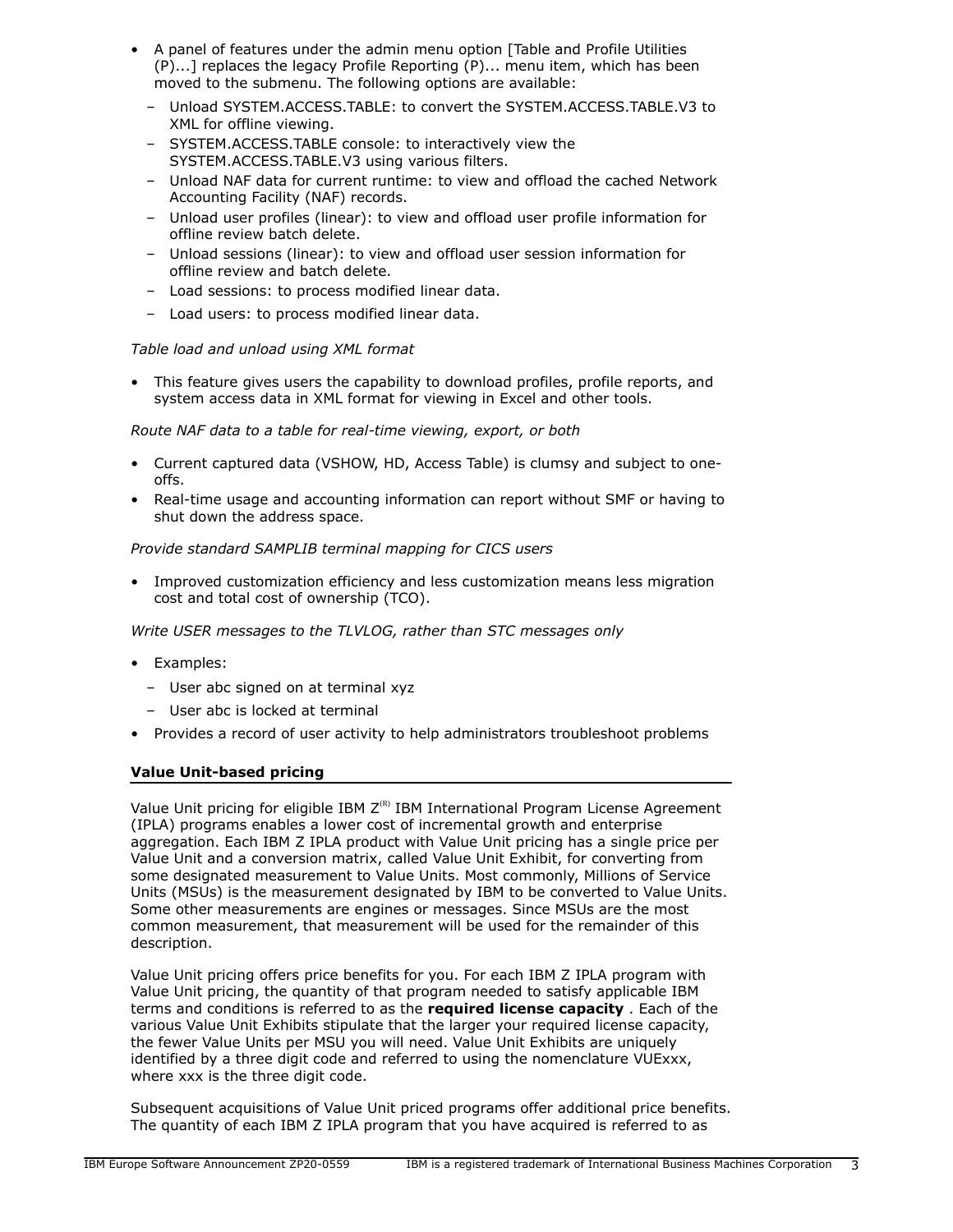- A panel of features under the admin menu option [Table and Profile Utilities (P)...] replaces the legacy Profile Reporting (P)... menu item, which has been moved to the submenu. The following options are available:
  - Unload SYSTEM.ACCESS.TABLE: to convert the SYSTEM.ACCESS.TABLE.V3 to XML for offline viewing.
  - SYSTEM.ACCESS.TABLE console: to interactively view the SYSTEM.ACCESS.TABLE.V3 using various filters.
  - Unload NAF data for current runtime: to view and offload the cached Network Accounting Facility (NAF) records.
  - Unload user profiles (linear): to view and offload user profile information for offline review batch delete.
  - Unload sessions (linear): to view and offload user session information for offline review and batch delete.
  - Load sessions: to process modified linear data.
  - Load users: to process modified linear data.

*Table load and unload using XML format*

- This feature gives users the capability to download profiles, profile reports, and system access data in XML format for viewing in Excel and other tools.

*Route NAF data to a table for real-time viewing, export, or both*

- Current captured data (VSHOW, HD, Access Table) is clumsy and subject to one-offs.
- Real-time usage and accounting information can report without SMF or having to shut down the address space.

*Provide standard SAMPLIB terminal mapping for CICS users*

- Improved customization efficiency and less customization means less migration cost and total cost of ownership (TCO).

*Write USER messages to the TLVLOG, rather than STC messages only*

- Examples:
  - User abc signed on at terminal xyz
  - User abc is locked at terminal
- Provides a record of user activity to help administrators troubleshoot problems

## Value Unit-based pricing

Value Unit pricing for eligible IBM Z(R) IBM International Program License Agreement (IPLA) programs enables a lower cost of incremental growth and enterprise aggregation. Each IBM Z IPLA product with Value Unit pricing has a single price per Value Unit and a conversion matrix, called Value Unit Exhibit, for converting from some designated measurement to Value Units. Most commonly, Millions of Service Units (MSUs) is the measurement designated by IBM to be converted to Value Units. Some other measurements are engines or messages. Since MSUs are the most common measurement, that measurement will be used for the remainder of this description.

Value Unit pricing offers price benefits for you. For each IBM Z IPLA program with Value Unit pricing, the quantity of that program needed to satisfy applicable IBM terms and conditions is referred to as the **required license capacity** . Each of the various Value Unit Exhibits stipulate that the larger your required license capacity, the fewer Value Units per MSU you will need. Value Unit Exhibits are uniquely identified by a three digit code and referred to using the nomenclature VUExxx, where xxx is the three digit code.

Subsequent acquisitions of Value Unit priced programs offer additional price benefits. The quantity of each IBM Z IPLA program that you have acquired is referred to as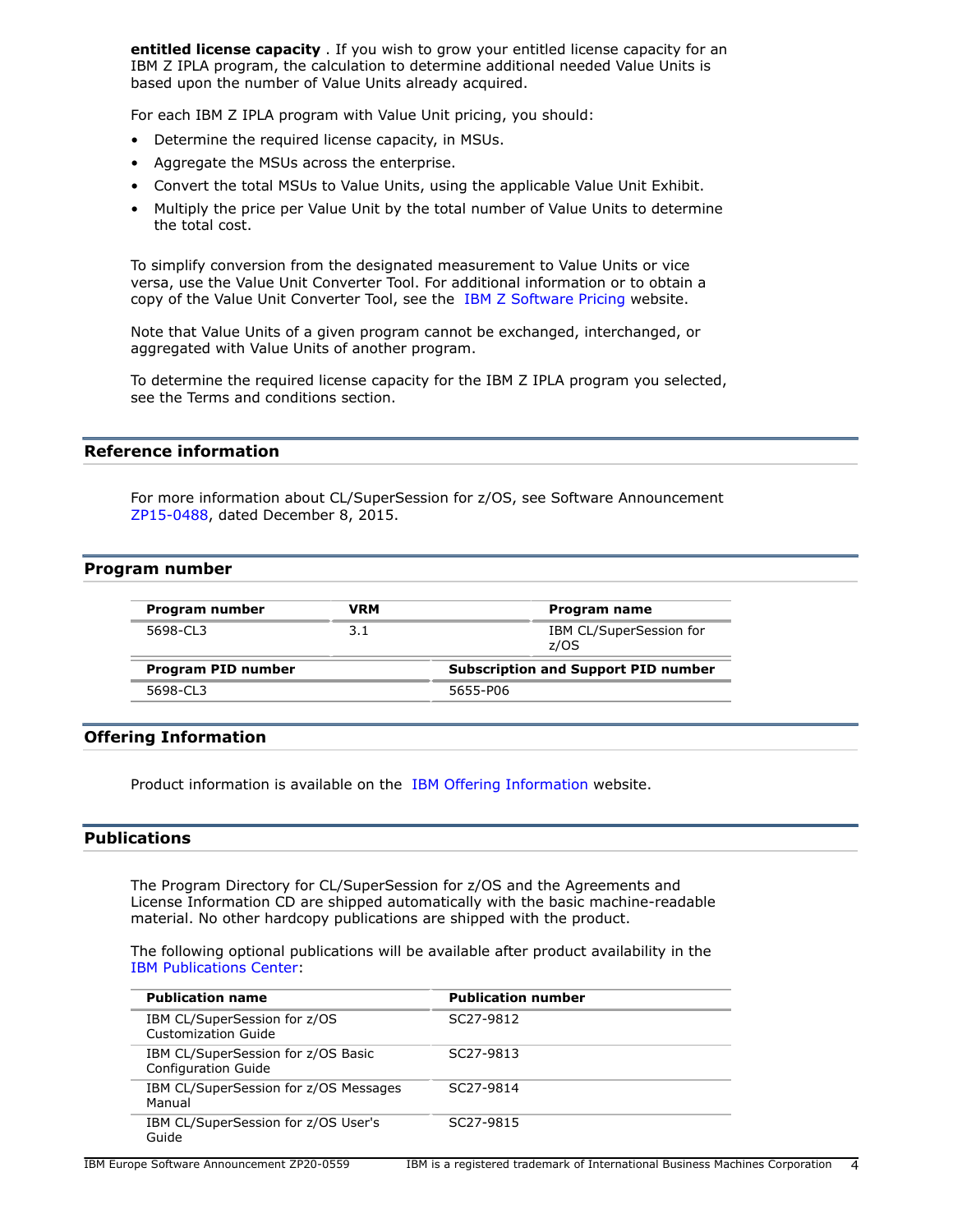**entitled license capacity** . If you wish to grow your entitled license capacity for an IBM Z IPLA program, the calculation to determine additional needed Value Units is based upon the number of Value Units already acquired.

For each IBM Z IPLA program with Value Unit pricing, you should:

- Determine the required license capacity, in MSUs.
- Aggregate the MSUs across the enterprise.
- Convert the total MSUs to Value Units, using the applicable Value Unit Exhibit.
- Multiply the price per Value Unit by the total number of Value Units to determine the total cost.

To simplify conversion from the designated measurement to Value Units or vice versa, use the Value Unit Converter Tool. For additional information or to obtain a copy of the Value Unit Converter Tool, see the IBM Z Software Pricing website.

Note that Value Units of a given program cannot be exchanged, interchanged, or aggregated with Value Units of another program.

To determine the required license capacity for the IBM Z IPLA program you selected, see the Terms and conditions section.

## Reference information

For more information about CL/SuperSession for z/OS, see Software Announcement ZP15-0488, dated December 8, 2015.

## Program number

| Program number | VRM | Program name |
|---|---|---|
| 5698-CL3 | 3.1 | IBM CL/SuperSession for z/OS |

| Program PID number | Subscription and Support PID number |
|---|---|
| 5698-CL3 | 5655-P06 |

## Offering Information

Product information is available on the IBM Offering Information website.

## Publications

The Program Directory for CL/SuperSession for z/OS and the Agreements and License Information CD are shipped automatically with the basic machine-readable material. No other hardcopy publications are shipped with the product.

The following optional publications will be available after product availability in the IBM Publications Center:

| Publication name | Publication number |
|---|---|
| IBM CL/SuperSession for z/OS Customization Guide | SC27-9812 |
| IBM CL/SuperSession for z/OS Basic Configuration Guide | SC27-9813 |
| IBM CL/SuperSession for z/OS Messages Manual | SC27-9814 |
| IBM CL/SuperSession for z/OS User's Guide | SC27-9815 |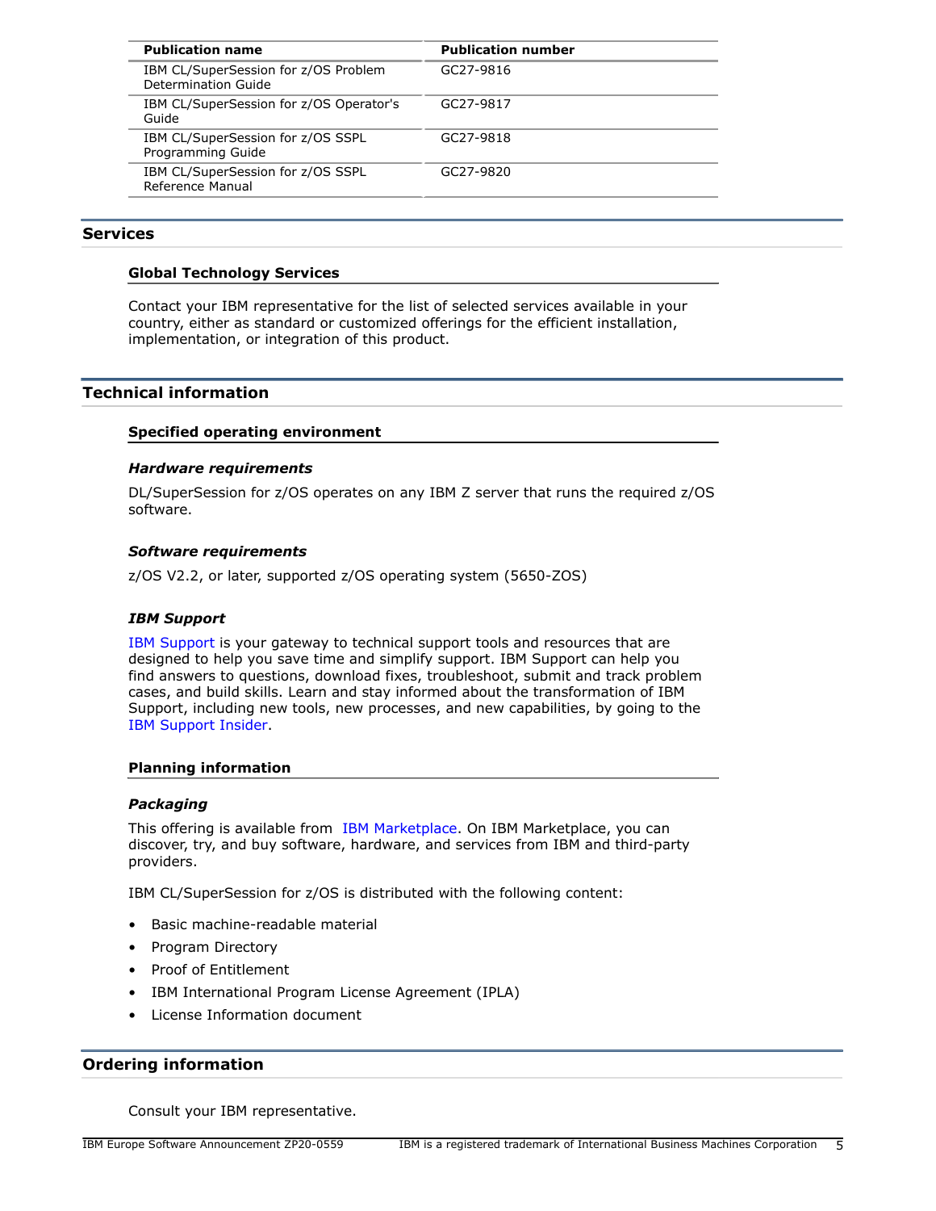| Publication name | Publication number |
| --- | --- |
| IBM CL/SuperSession for z/OS Problem Determination Guide | GC27-9816 |
| IBM CL/SuperSession for z/OS Operator's Guide | GC27-9817 |
| IBM CL/SuperSession for z/OS SSPL Programming Guide | GC27-9818 |
| IBM CL/SuperSession for z/OS SSPL Reference Manual | GC27-9820 |

## Services

### Global Technology Services

Contact your IBM representative for the list of selected services available in your country, either as standard or customized offerings for the efficient installation, implementation, or integration of this product.

## Technical information

### Specified operating environment

#### *Hardware requirements*

DL/SuperSession for z/OS operates on any IBM Z server that runs the required z/OS software.

#### *Software requirements*

z/OS V2.2, or later, supported z/OS operating system (5650-ZOS)

#### *IBM Support*

IBM Support is your gateway to technical support tools and resources that are designed to help you save time and simplify support. IBM Support can help you find answers to questions, download fixes, troubleshoot, submit and track problem cases, and build skills. Learn and stay informed about the transformation of IBM Support, including new tools, new processes, and new capabilities, by going to the IBM Support Insider.

### Planning information

#### *Packaging*

This offering is available from IBM Marketplace. On IBM Marketplace, you can discover, try, and buy software, hardware, and services from IBM and third-party providers.

IBM CL/SuperSession for z/OS is distributed with the following content:

- Basic machine-readable material
- Program Directory
- Proof of Entitlement
- IBM International Program License Agreement (IPLA)
- License Information document

## Ordering information

Consult your IBM representative.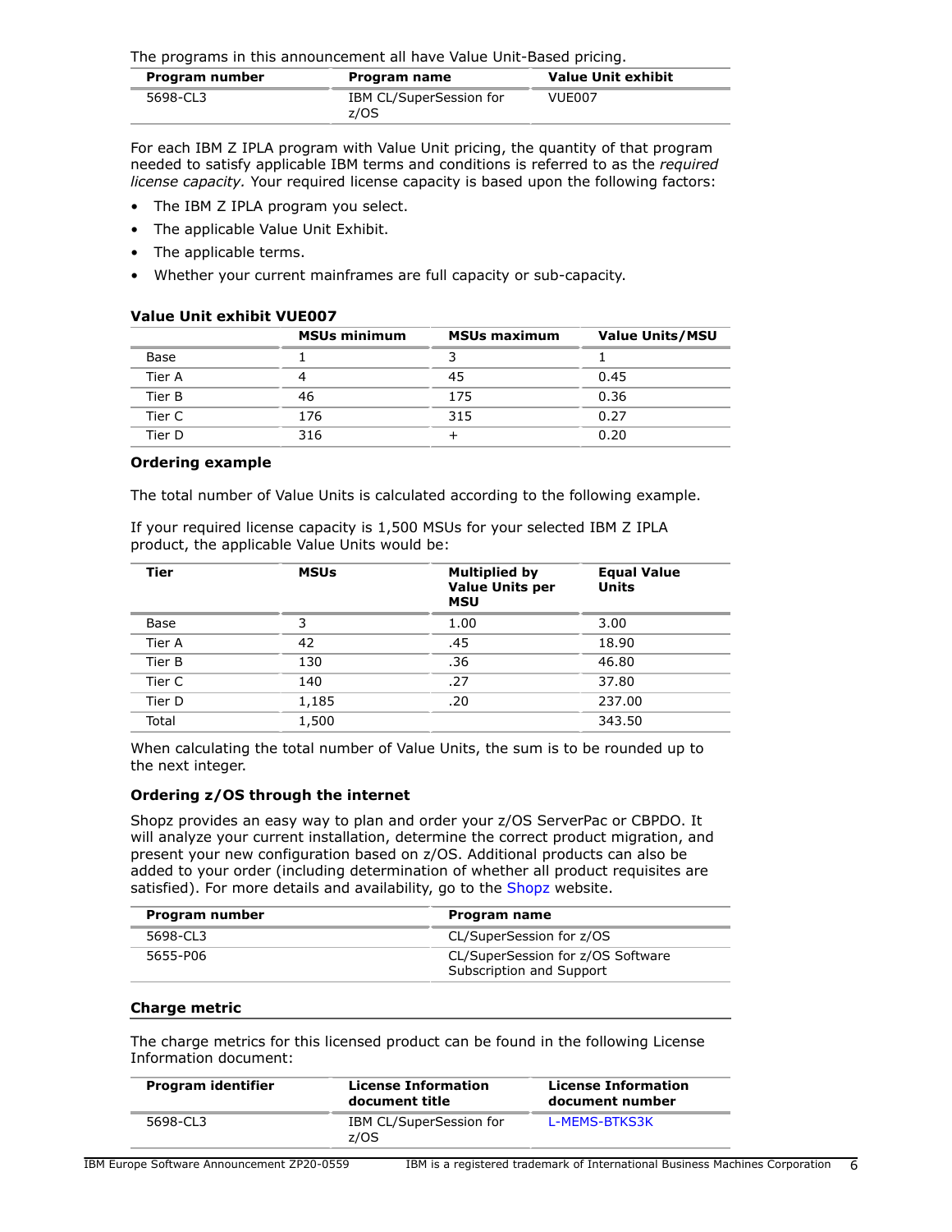The programs in this announcement all have Value Unit-Based pricing.

| Program number | Program name | Value Unit exhibit |
|---|---|---|
| 5698-CL3 | IBM CL/SuperSession for z/OS | VUE007 |

For each IBM Z IPLA program with Value Unit pricing, the quantity of that program needed to satisfy applicable IBM terms and conditions is referred to as the *required license capacity.* Your required license capacity is based upon the following factors:

- The IBM Z IPLA program you select.
- The applicable Value Unit Exhibit.
- The applicable terms.
- Whether your current mainframes are full capacity or sub-capacity.

**Value Unit exhibit VUE007**

| | MSUs minimum | MSUs maximum | Value Units/MSU |
|---|---|---|---|
| Base | 1 | 3 | 1 |
| Tier A | 4 | 45 | 0.45 |
| Tier B | 46 | 175 | 0.36 |
| Tier C | 176 | 315 | 0.27 |
| Tier D | 316 | + | 0.20 |

**Ordering example**

The total number of Value Units is calculated according to the following example.

If your required license capacity is 1,500 MSUs for your selected IBM Z IPLA product, the applicable Value Units would be:

| Tier | MSUs | Multiplied by Value Units per MSU | Equal Value Units |
|---|---|---|---|
| Base | 3 | 1.00 | 3.00 |
| Tier A | 42 | .45 | 18.90 |
| Tier B | 130 | .36 | 46.80 |
| Tier C | 140 | .27 | 37.80 |
| Tier D | 1,185 | .20 | 237.00 |
| Total | 1,500 | | 343.50 |

When calculating the total number of Value Units, the sum is to be rounded up to the next integer.

**Ordering z/OS through the internet**

Shopz provides an easy way to plan and order your z/OS ServerPac or CBPDO. It will analyze your current installation, determine the correct product migration, and present your new configuration based on z/OS. Additional products can also be added to your order (including determination of whether all product requisites are satisfied). For more details and availability, go to the Shopz website.

| Program number | Program name |
|---|---|
| 5698-CL3 | CL/SuperSession for z/OS |
| 5655-P06 | CL/SuperSession for z/OS Software Subscription and Support |

## Charge metric

The charge metrics for this licensed product can be found in the following License Information document:

| Program identifier | License Information document title | License Information document number |
|---|---|---|
| 5698-CL3 | IBM CL/SuperSession for z/OS | L-MEMS-BTKS3K |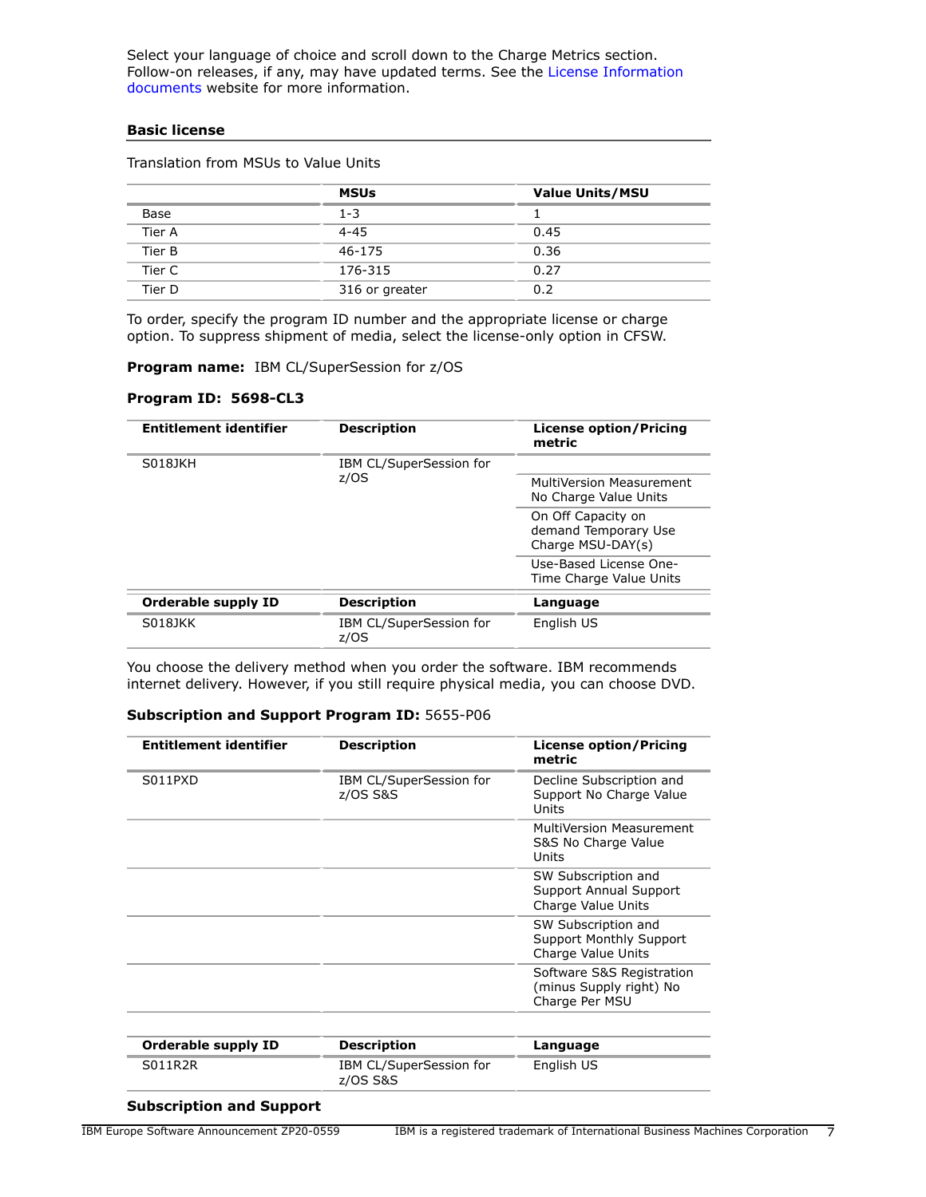Select your language of choice and scroll down to the Charge Metrics section. Follow-on releases, if any, may have updated terms. See the License Information documents website for more information.

### Basic license

Translation from MSUs to Value Units

| | MSUs | Value Units/MSU |
|---|---|---|
| Base | 1-3 | 1 |
| Tier A | 4-45 | 0.45 |
| Tier B | 46-175 | 0.36 |
| Tier C | 176-315 | 0.27 |
| Tier D | 316 or greater | 0.2 |

To order, specify the program ID number and the appropriate license or charge option. To suppress shipment of media, select the license-only option in CFSW.

**Program name:** IBM CL/SuperSession for z/OS

**Program ID: 5698-CL3**

| Entitlement identifier | Description | License option/Pricing metric |
|---|---|---|
| S018JKH | IBM CL/SuperSession for z/OS | |
| | | MultiVersion Measurement No Charge Value Units |
| | | On Off Capacity on demand Temporary Use Charge MSU-DAY(s) |
| | | Use-Based License One-Time Charge Value Units |

| Orderable supply ID | Description | Language |
|---|---|---|
| S018JKK | IBM CL/SuperSession for z/OS | English US |

You choose the delivery method when you order the software. IBM recommends internet delivery. However, if you still require physical media, you can choose DVD.

**Subscription and Support Program ID:** 5655-P06

| Entitlement identifier | Description | License option/Pricing metric |
|---|---|---|
| S011PXD | IBM CL/SuperSession for z/OS S&S | Decline Subscription and Support No Charge Value Units |
| | | MultiVersion Measurement S&S No Charge Value Units |
| | | SW Subscription and Support Annual Support Charge Value Units |
| | | SW Subscription and Support Monthly Support Charge Value Units |
| | | Software S&S Registration (minus Supply right) No Charge Per MSU |

| Orderable supply ID | Description | Language |
|---|---|---|
| S011R2R | IBM CL/SuperSession for z/OS S&S | English US |

### Subscription and Support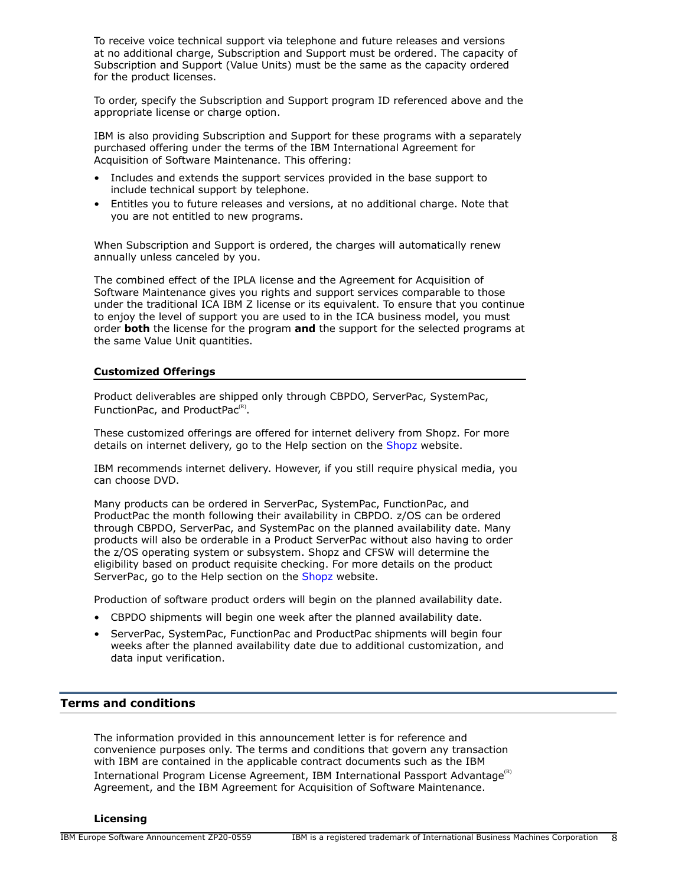To receive voice technical support via telephone and future releases and versions at no additional charge, Subscription and Support must be ordered. The capacity of Subscription and Support (Value Units) must be the same as the capacity ordered for the product licenses.

To order, specify the Subscription and Support program ID referenced above and the appropriate license or charge option.

IBM is also providing Subscription and Support for these programs with a separately purchased offering under the terms of the IBM International Agreement for Acquisition of Software Maintenance. This offering:

- Includes and extends the support services provided in the base support to include technical support by telephone.
- Entitles you to future releases and versions, at no additional charge. Note that you are not entitled to new programs.

When Subscription and Support is ordered, the charges will automatically renew annually unless canceled by you.

The combined effect of the IPLA license and the Agreement for Acquisition of Software Maintenance gives you rights and support services comparable to those under the traditional ICA IBM Z license or its equivalent. To ensure that you continue to enjoy the level of support you are used to in the ICA business model, you must order **both** the license for the program **and** the support for the selected programs at the same Value Unit quantities.

### Customized Offerings

Product deliverables are shipped only through CBPDO, ServerPac, SystemPac, FunctionPac, and ProductPac(R).

These customized offerings are offered for internet delivery from Shopz. For more details on internet delivery, go to the Help section on the Shopz website.

IBM recommends internet delivery. However, if you still require physical media, you can choose DVD.

Many products can be ordered in ServerPac, SystemPac, FunctionPac, and ProductPac the month following their availability in CBPDO. z/OS can be ordered through CBPDO, ServerPac, and SystemPac on the planned availability date. Many products will also be orderable in a Product ServerPac without also having to order the z/OS operating system or subsystem. Shopz and CFSW will determine the eligibility based on product requisite checking. For more details on the product ServerPac, go to the Help section on the Shopz website.

Production of software product orders will begin on the planned availability date.

- CBPDO shipments will begin one week after the planned availability date.
- ServerPac, SystemPac, FunctionPac and ProductPac shipments will begin four weeks after the planned availability date due to additional customization, and data input verification.

## Terms and conditions

The information provided in this announcement letter is for reference and convenience purposes only. The terms and conditions that govern any transaction with IBM are contained in the applicable contract documents such as the IBM International Program License Agreement, IBM International Passport Advantage(R) Agreement, and the IBM Agreement for Acquisition of Software Maintenance.

### Licensing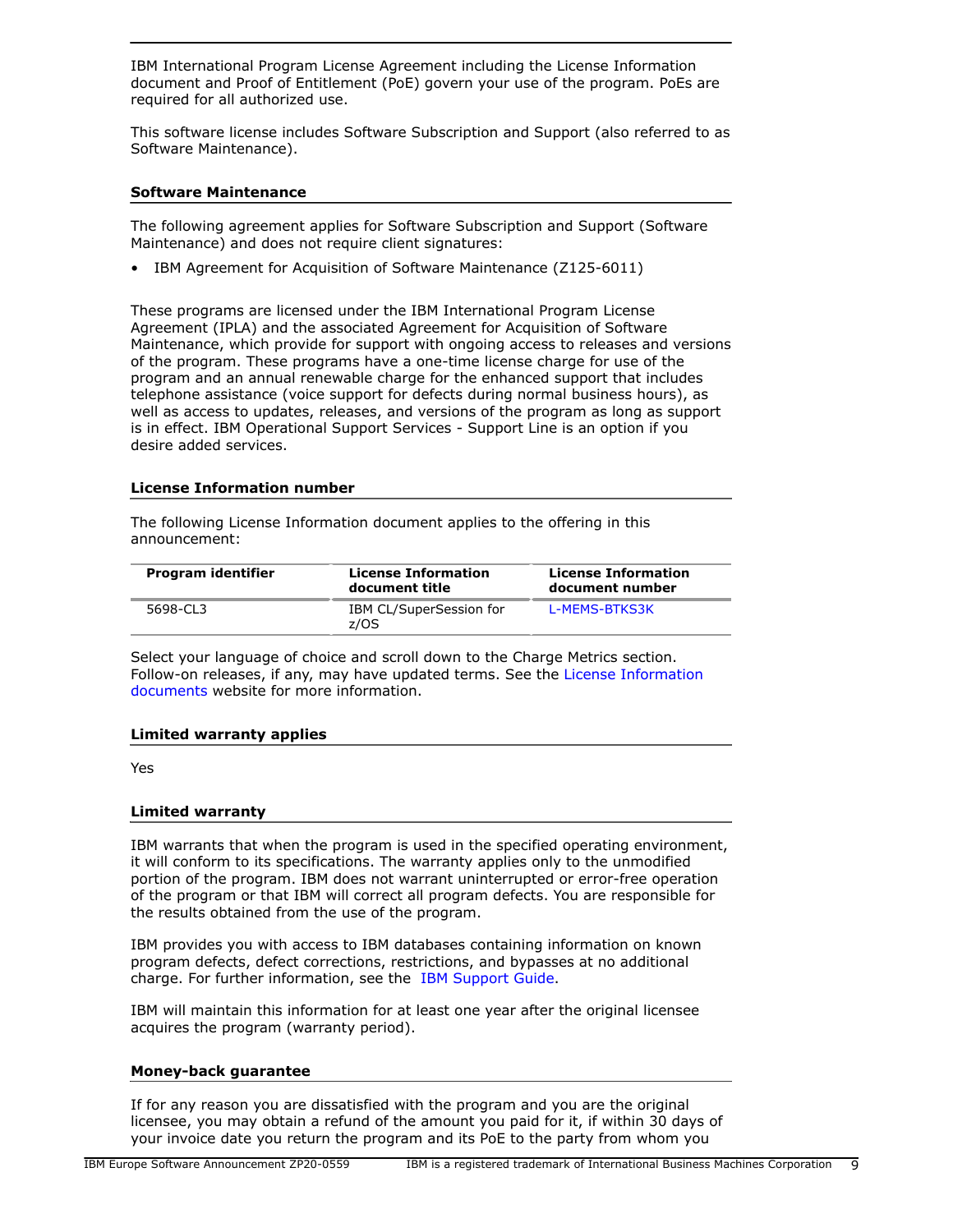IBM International Program License Agreement including the License Information document and Proof of Entitlement (PoE) govern your use of the program. PoEs are required for all authorized use.

This software license includes Software Subscription and Support (also referred to as Software Maintenance).

### Software Maintenance

The following agreement applies for Software Subscription and Support (Software Maintenance) and does not require client signatures:

- IBM Agreement for Acquisition of Software Maintenance (Z125-6011)

These programs are licensed under the IBM International Program License Agreement (IPLA) and the associated Agreement for Acquisition of Software Maintenance, which provide for support with ongoing access to releases and versions of the program. These programs have a one-time license charge for use of the program and an annual renewable charge for the enhanced support that includes telephone assistance (voice support for defects during normal business hours), as well as access to updates, releases, and versions of the program as long as support is in effect. IBM Operational Support Services - Support Line is an option if you desire added services.

### License Information number

The following License Information document applies to the offering in this announcement:

| Program identifier | License Information document title | License Information document number |
|---|---|---|
| 5698-CL3 | IBM CL/SuperSession for z/OS | L-MEMS-BTKS3K |

Select your language of choice and scroll down to the Charge Metrics section. Follow-on releases, if any, may have updated terms. See the License Information documents website for more information.

### Limited warranty applies

Yes

### Limited warranty

IBM warrants that when the program is used in the specified operating environment, it will conform to its specifications. The warranty applies only to the unmodified portion of the program. IBM does not warrant uninterrupted or error-free operation of the program or that IBM will correct all program defects. You are responsible for the results obtained from the use of the program.

IBM provides you with access to IBM databases containing information on known program defects, defect corrections, restrictions, and bypasses at no additional charge. For further information, see the IBM Support Guide.

IBM will maintain this information for at least one year after the original licensee acquires the program (warranty period).

### Money-back guarantee

If for any reason you are dissatisfied with the program and you are the original licensee, you may obtain a refund of the amount you paid for it, if within 30 days of your invoice date you return the program and its PoE to the party from whom you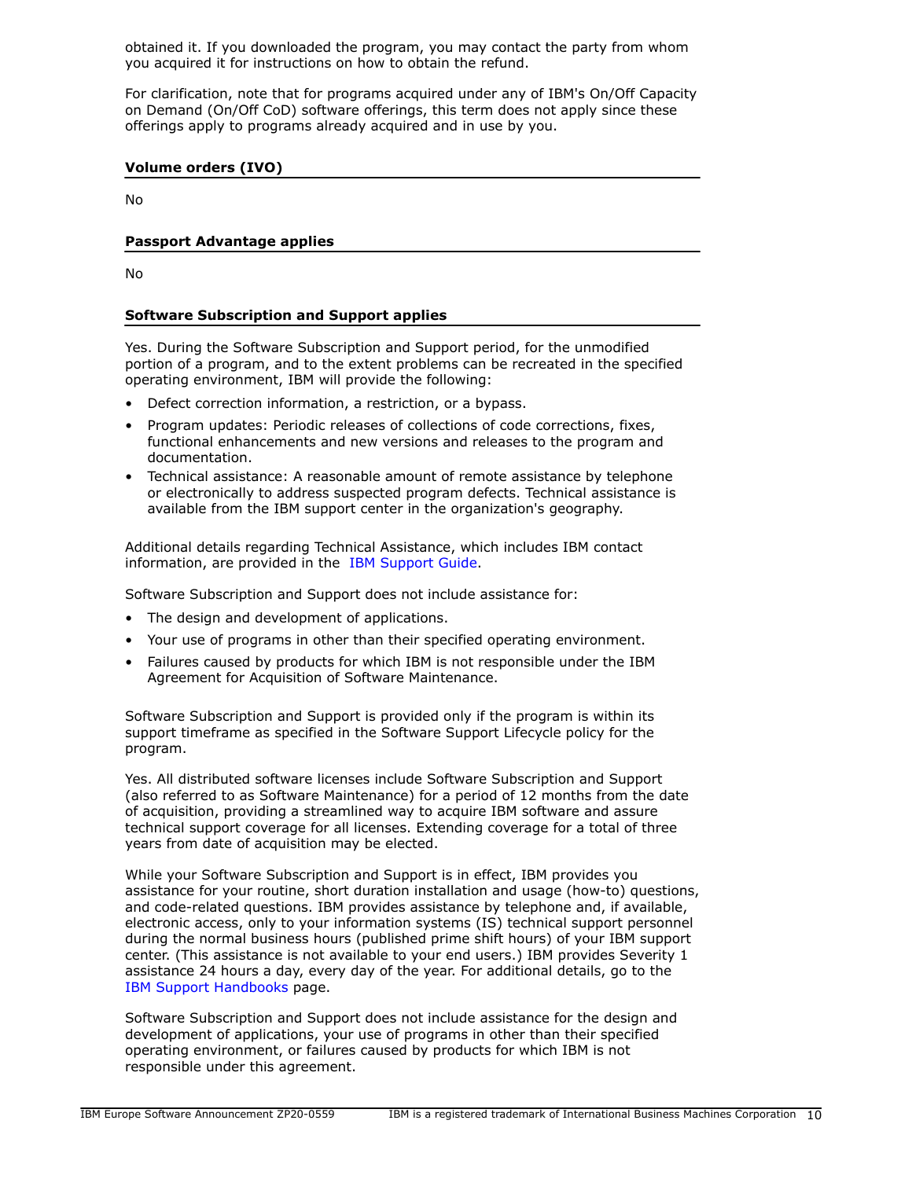obtained it. If you downloaded the program, you may contact the party from whom you acquired it for instructions on how to obtain the refund.

For clarification, note that for programs acquired under any of IBM's On/Off Capacity on Demand (On/Off CoD) software offerings, this term does not apply since these offerings apply to programs already acquired and in use by you.

### Volume orders (IVO)

No

### Passport Advantage applies

No

### Software Subscription and Support applies

Yes. During the Software Subscription and Support period, for the unmodified portion of a program, and to the extent problems can be recreated in the specified operating environment, IBM will provide the following:

- Defect correction information, a restriction, or a bypass.
- Program updates: Periodic releases of collections of code corrections, fixes, functional enhancements and new versions and releases to the program and documentation.
- Technical assistance: A reasonable amount of remote assistance by telephone or electronically to address suspected program defects. Technical assistance is available from the IBM support center in the organization's geography.

Additional details regarding Technical Assistance, which includes IBM contact information, are provided in the IBM Support Guide.

Software Subscription and Support does not include assistance for:

- The design and development of applications.
- Your use of programs in other than their specified operating environment.
- Failures caused by products for which IBM is not responsible under the IBM Agreement for Acquisition of Software Maintenance.

Software Subscription and Support is provided only if the program is within its support timeframe as specified in the Software Support Lifecycle policy for the program.

Yes. All distributed software licenses include Software Subscription and Support (also referred to as Software Maintenance) for a period of 12 months from the date of acquisition, providing a streamlined way to acquire IBM software and assure technical support coverage for all licenses. Extending coverage for a total of three years from date of acquisition may be elected.

While your Software Subscription and Support is in effect, IBM provides you assistance for your routine, short duration installation and usage (how-to) questions, and code-related questions. IBM provides assistance by telephone and, if available, electronic access, only to your information systems (IS) technical support personnel during the normal business hours (published prime shift hours) of your IBM support center. (This assistance is not available to your end users.) IBM provides Severity 1 assistance 24 hours a day, every day of the year. For additional details, go to the IBM Support Handbooks page.

Software Subscription and Support does not include assistance for the design and development of applications, your use of programs in other than their specified operating environment, or failures caused by products for which IBM is not responsible under this agreement.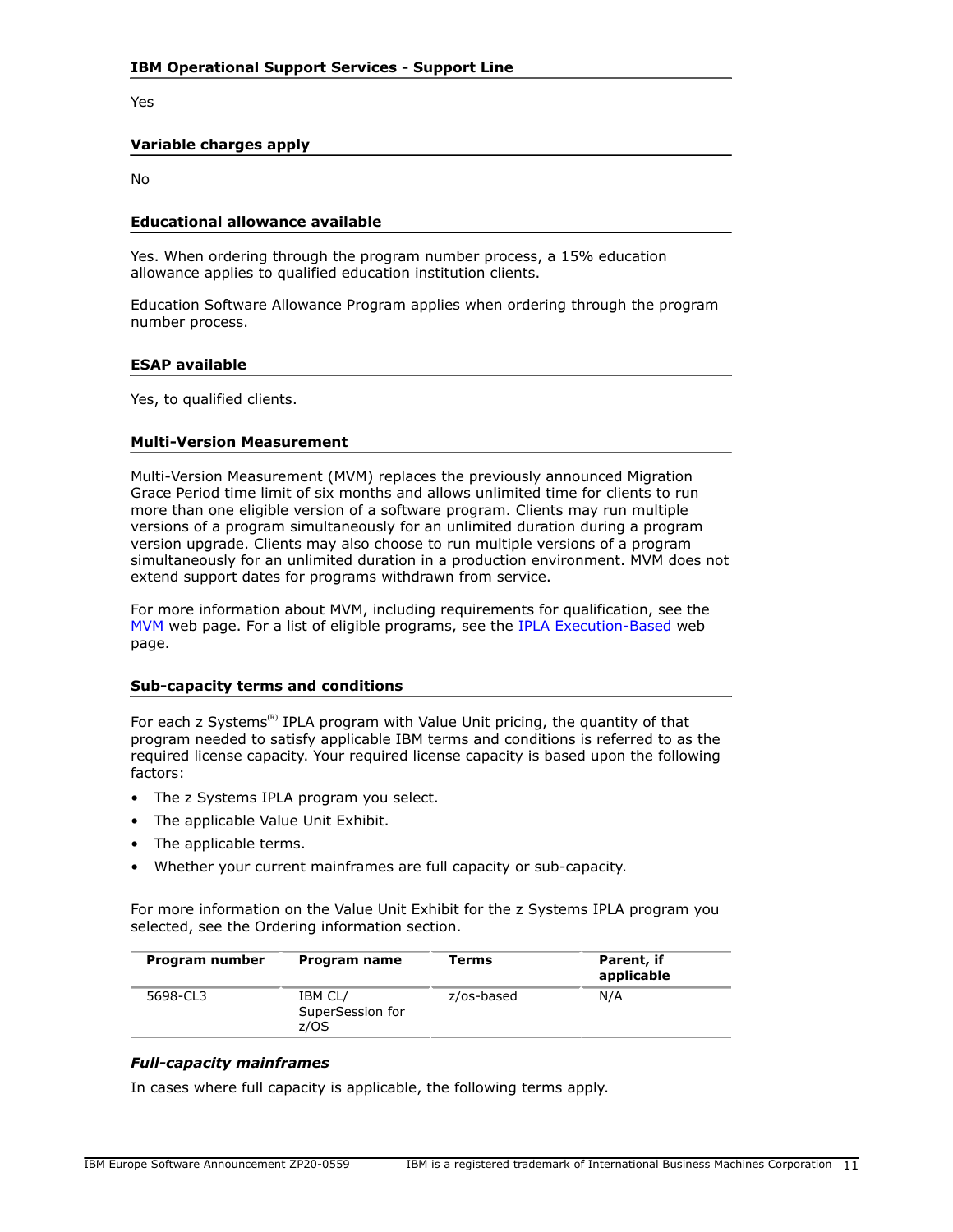### IBM Operational Support Services - Support Line

Yes

### Variable charges apply

No

### Educational allowance available

Yes. When ordering through the program number process, a 15% education allowance applies to qualified education institution clients.

Education Software Allowance Program applies when ordering through the program number process.

### ESAP available

Yes, to qualified clients.

### Multi-Version Measurement

Multi-Version Measurement (MVM) replaces the previously announced Migration Grace Period time limit of six months and allows unlimited time for clients to run more than one eligible version of a software program. Clients may run multiple versions of a program simultaneously for an unlimited duration during a program version upgrade. Clients may also choose to run multiple versions of a program simultaneously for an unlimited duration in a production environment. MVM does not extend support dates for programs withdrawn from service.

For more information about MVM, including requirements for qualification, see the MVM web page. For a list of eligible programs, see the IPLA Execution-Based web page.

### Sub-capacity terms and conditions

For each z Systems(R) IPLA program with Value Unit pricing, the quantity of that program needed to satisfy applicable IBM terms and conditions is referred to as the required license capacity. Your required license capacity is based upon the following factors:

- The z Systems IPLA program you select.
- The applicable Value Unit Exhibit.
- The applicable terms.
- Whether your current mainframes are full capacity or sub-capacity.

For more information on the Value Unit Exhibit for the z Systems IPLA program you selected, see the Ordering information section.

| Program number | Program name | Terms | Parent, if applicable |
|---|---|---|---|
| 5698-CL3 | IBM CL/ SuperSession for z/OS | z/os-based | N/A |

#### *Full-capacity mainframes*

In cases where full capacity is applicable, the following terms apply.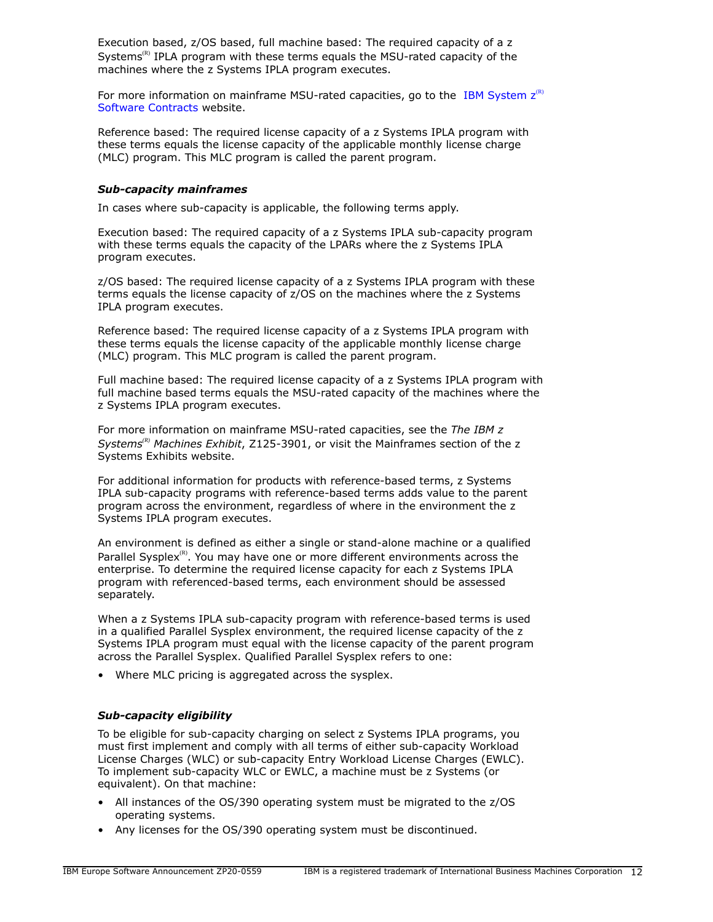Execution based, z/OS based, full machine based: The required capacity of a z Systems(R) IPLA program with these terms equals the MSU-rated capacity of the machines where the z Systems IPLA program executes.

For more information on mainframe MSU-rated capacities, go to the IBM System z(R) Software Contracts website.

Reference based: The required license capacity of a z Systems IPLA program with these terms equals the license capacity of the applicable monthly license charge (MLC) program. This MLC program is called the parent program.

***Sub-capacity mainframes***

In cases where sub-capacity is applicable, the following terms apply.

Execution based: The required capacity of a z Systems IPLA sub-capacity program with these terms equals the capacity of the LPARs where the z Systems IPLA program executes.

z/OS based: The required license capacity of a z Systems IPLA program with these terms equals the license capacity of z/OS on the machines where the z Systems IPLA program executes.

Reference based: The required license capacity of a z Systems IPLA program with these terms equals the license capacity of the applicable monthly license charge (MLC) program. This MLC program is called the parent program.

Full machine based: The required license capacity of a z Systems IPLA program with full machine based terms equals the MSU-rated capacity of the machines where the z Systems IPLA program executes.

For more information on mainframe MSU-rated capacities, see the *The IBM z Systems(R) Machines Exhibit*, Z125-3901, or visit the Mainframes section of the z Systems Exhibits website.

For additional information for products with reference-based terms, z Systems IPLA sub-capacity programs with reference-based terms adds value to the parent program across the environment, regardless of where in the environment the z Systems IPLA program executes.

An environment is defined as either a single or stand-alone machine or a qualified Parallel Sysplex(R). You may have one or more different environments across the enterprise. To determine the required license capacity for each z Systems IPLA program with referenced-based terms, each environment should be assessed separately.

When a z Systems IPLA sub-capacity program with reference-based terms is used in a qualified Parallel Sysplex environment, the required license capacity of the z Systems IPLA program must equal with the license capacity of the parent program across the Parallel Sysplex. Qualified Parallel Sysplex refers to one:

- Where MLC pricing is aggregated across the sysplex.

***Sub-capacity eligibility***

To be eligible for sub-capacity charging on select z Systems IPLA programs, you must first implement and comply with all terms of either sub-capacity Workload License Charges (WLC) or sub-capacity Entry Workload License Charges (EWLC). To implement sub-capacity WLC or EWLC, a machine must be z Systems (or equivalent). On that machine:

- All instances of the OS/390 operating system must be migrated to the z/OS operating systems.
- Any licenses for the OS/390 operating system must be discontinued.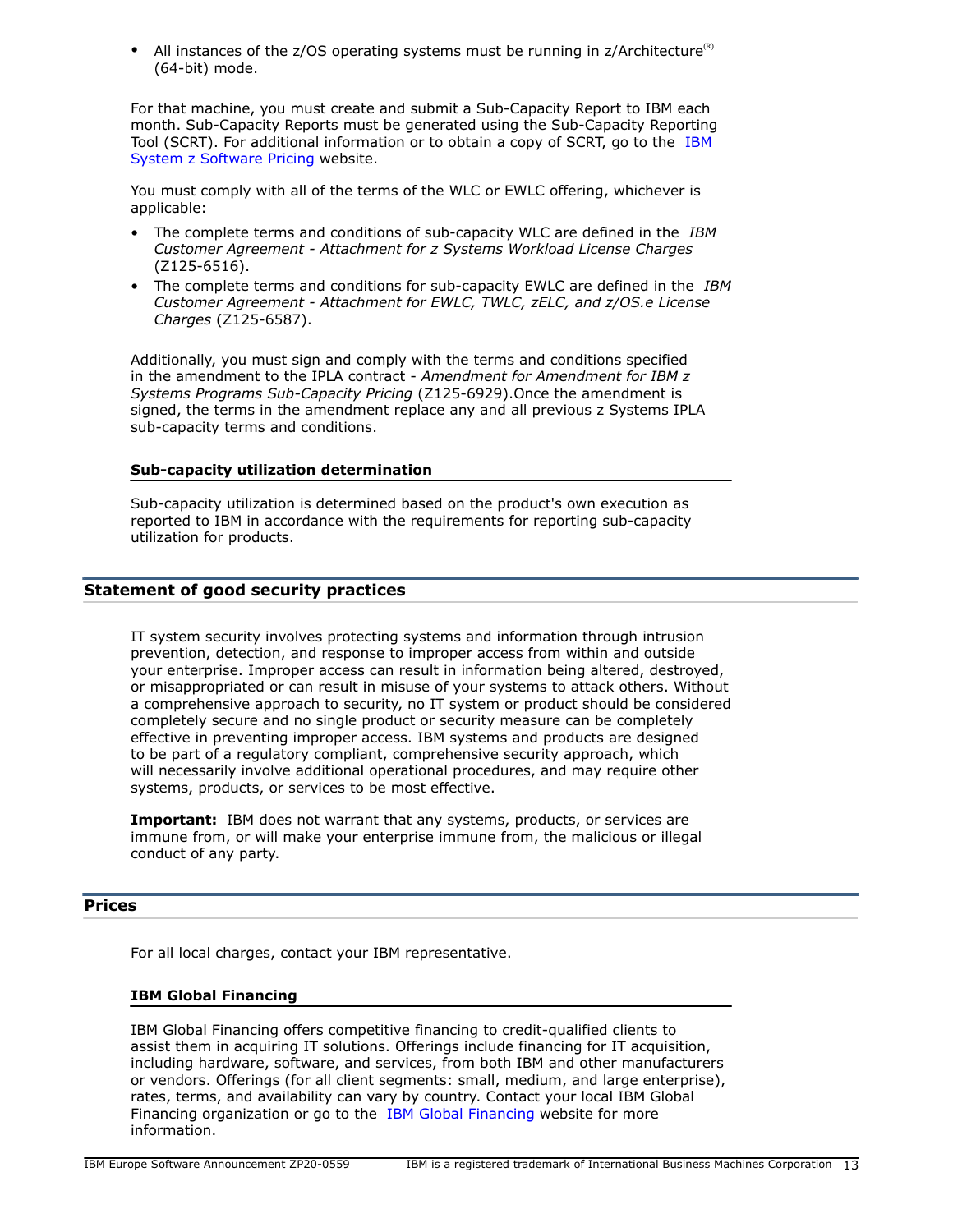- All instances of the z/OS operating systems must be running in z/Architecture(R) (64-bit) mode.

For that machine, you must create and submit a Sub-Capacity Report to IBM each month. Sub-Capacity Reports must be generated using the Sub-Capacity Reporting Tool (SCRT). For additional information or to obtain a copy of SCRT, go to the IBM System z Software Pricing website.

You must comply with all of the terms of the WLC or EWLC offering, whichever is applicable:

- The complete terms and conditions of sub-capacity WLC are defined in the *IBM Customer Agreement - Attachment for z Systems Workload License Charges* (Z125-6516).
- The complete terms and conditions for sub-capacity EWLC are defined in the *IBM Customer Agreement - Attachment for EWLC, TWLC, zELC, and z/OS.e License Charges* (Z125-6587).

Additionally, you must sign and comply with the terms and conditions specified in the amendment to the IPLA contract - *Amendment for Amendment for IBM z Systems Programs Sub-Capacity Pricing* (Z125-6929).Once the amendment is signed, the terms in the amendment replace any and all previous z Systems IPLA sub-capacity terms and conditions.

### Sub-capacity utilization determination

Sub-capacity utilization is determined based on the product's own execution as reported to IBM in accordance with the requirements for reporting sub-capacity utilization for products.

## Statement of good security practices

IT system security involves protecting systems and information through intrusion prevention, detection, and response to improper access from within and outside your enterprise. Improper access can result in information being altered, destroyed, or misappropriated or can result in misuse of your systems to attack others. Without a comprehensive approach to security, no IT system or product should be considered completely secure and no single product or security measure can be completely effective in preventing improper access. IBM systems and products are designed to be part of a regulatory compliant, comprehensive security approach, which will necessarily involve additional operational procedures, and may require other systems, products, or services to be most effective.

**Important:** IBM does not warrant that any systems, products, or services are immune from, or will make your enterprise immune from, the malicious or illegal conduct of any party.

## Prices

For all local charges, contact your IBM representative.

### IBM Global Financing

IBM Global Financing offers competitive financing to credit-qualified clients to assist them in acquiring IT solutions. Offerings include financing for IT acquisition, including hardware, software, and services, from both IBM and other manufacturers or vendors. Offerings (for all client segments: small, medium, and large enterprise), rates, terms, and availability can vary by country. Contact your local IBM Global Financing organization or go to the IBM Global Financing website for more information.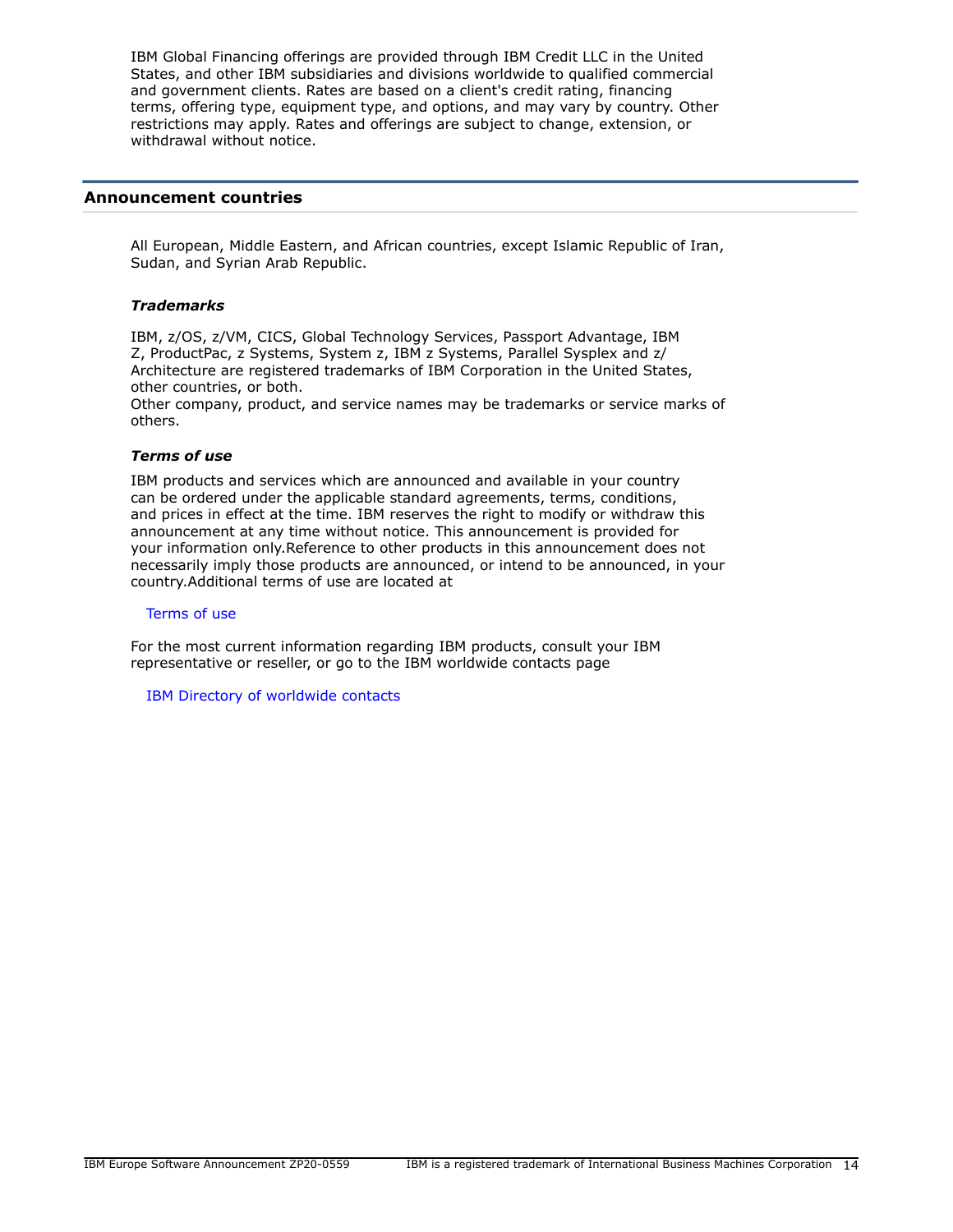IBM Global Financing offerings are provided through IBM Credit LLC in the United States, and other IBM subsidiaries and divisions worldwide to qualified commercial and government clients. Rates are based on a client's credit rating, financing terms, offering type, equipment type, and options, and may vary by country. Other restrictions may apply. Rates and offerings are subject to change, extension, or withdrawal without notice.

## Announcement countries

All European, Middle Eastern, and African countries, except Islamic Republic of Iran, Sudan, and Syrian Arab Republic.

### *Trademarks*

IBM, z/OS, z/VM, CICS, Global Technology Services, Passport Advantage, IBM Z, ProductPac, z Systems, System z, IBM z Systems, Parallel Sysplex and z/Architecture are registered trademarks of IBM Corporation in the United States, other countries, or both.
Other company, product, and service names may be trademarks or service marks of others.

### *Terms of use*

IBM products and services which are announced and available in your country can be ordered under the applicable standard agreements, terms, conditions, and prices in effect at the time. IBM reserves the right to modify or withdraw this announcement at any time without notice. This announcement is provided for your information only.Reference to other products in this announcement does not necessarily imply those products are announced, or intend to be announced, in your country.Additional terms of use are located at

Terms of use

For the most current information regarding IBM products, consult your IBM representative or reseller, or go to the IBM worldwide contacts page

IBM Directory of worldwide contacts